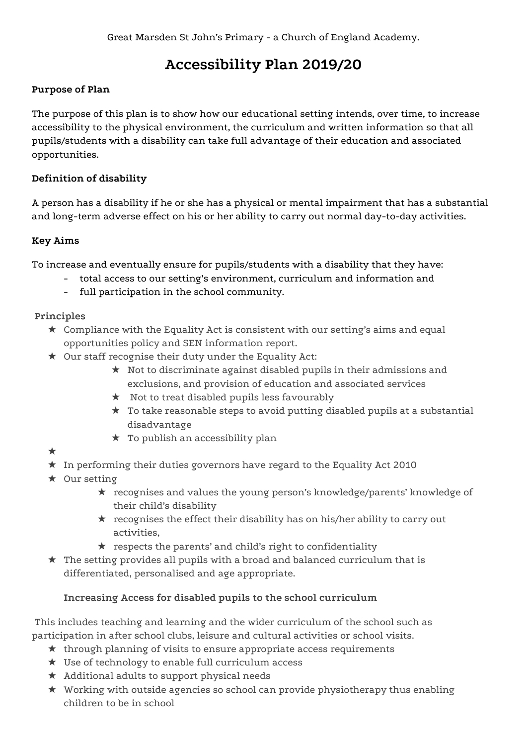Great Marsden St John's Primary - a Church of England Academy.

# Accessibility Plan 2019/20

**Purpose of Plan**

The purpose of this plan is to show how our educational setting intends, over time, to increase accessibility to the physical environment, the curriculum and written information so that all pupils/students with a disability can take full advantage of their education and associated opportunities.

**Definition of disability**

A person has a disability if he or she has a physical or mental impairment that has a substantial and long-term adverse effect on his or her ability to carry out normal day-to-day activities.

**Key Aims**

To increase and eventually ensure for pupils/students with a disability that they have:

- total access to our setting's environment, curriculum and information and
- full participation in the school community.

**Principles**

- ★ Compliance with the Equality Act is consistent with our setting's aims and equal opportunities policy and SEN information report.
- ★ Our staff recognise their duty under the Equality Act:
    - ★ Not to discriminate against disabled pupils in their admissions and exclusions, and provision of education and associated services
    - ★ Not to treat disabled pupils less favourably
    - ★ To take reasonable steps to avoid putting disabled pupils at a substantial disadvantage
    - ★ To publish an accessibility plan
- ★
- ★ In performing their duties governors have regard to the Equality Act 2010
- ★ Our setting
    - ★ recognises and values the young person's knowledge/parents' knowledge of their child's disability
    - ★ recognises the effect their disability has on his/her ability to carry out activities,
    - ★ respects the parents' and child's right to confidentiality
- ★ The setting provides all pupils with a broad and balanced curriculum that is differentiated, personalised and age appropriate.

**Increasing Access for disabled pupils to the school curriculum**

This includes teaching and learning and the wider curriculum of the school such as participation in after school clubs, leisure and cultural activities or school visits.

- ★ through planning of visits to ensure appropriate access requirements
- ★ Use of technology to enable full curriculum access
- ★ Additional adults to support physical needs
- ★ Working with outside agencies so school can provide physiotherapy thus enabling children to be in school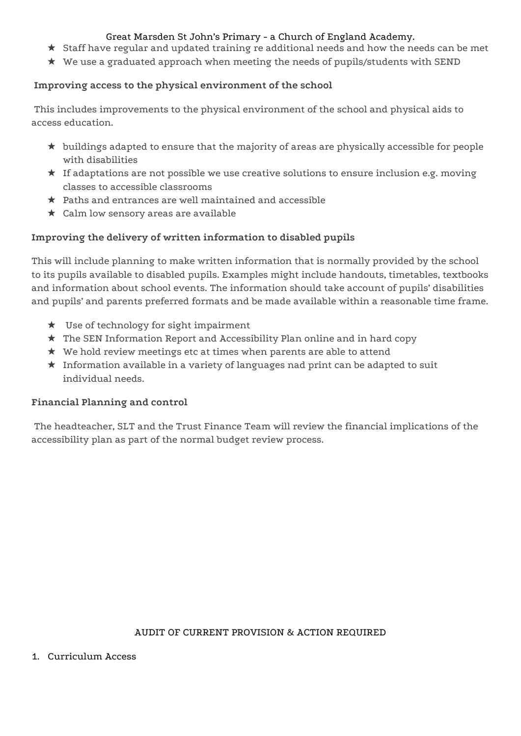- Staff have regular and updated training re additional needs and how the needs can be met
- We use a graduated approach when meeting the needs of pupils/students with SEND

### Improving access to the physical environment of the school

This includes improvements to the physical environment of the school and physical aids to access education.

- buildings adapted to ensure that the majority of areas are physically accessible for people with disabilities
- If adaptations are not possible we use creative solutions to ensure inclusion e.g. moving classes to accessible classrooms
- Paths and entrances are well maintained and accessible
- Calm low sensory areas are available

### Improving the delivery of written information to disabled pupils

This will include planning to make written information that is normally provided by the school to its pupils available to disabled pupils. Examples might include handouts, timetables, textbooks and information about school events. The information should take account of pupils' disabilities and pupils' and parents preferred formats and be made available within a reasonable time frame.

- Use of technology for sight impairment
- The SEN Information Report and Accessibility Plan online and in hard copy
- We hold review meetings etc at times when parents are able to attend
- Information available in a variety of languages nad print can be adapted to suit individual needs.

### Financial Planning and control

The headteacher, SLT and the Trust Finance Team will review the financial implications of the accessibility plan as part of the normal budget review process.

## AUDIT OF CURRENT PROVISION & ACTION REQUIRED

1. Curriculum Access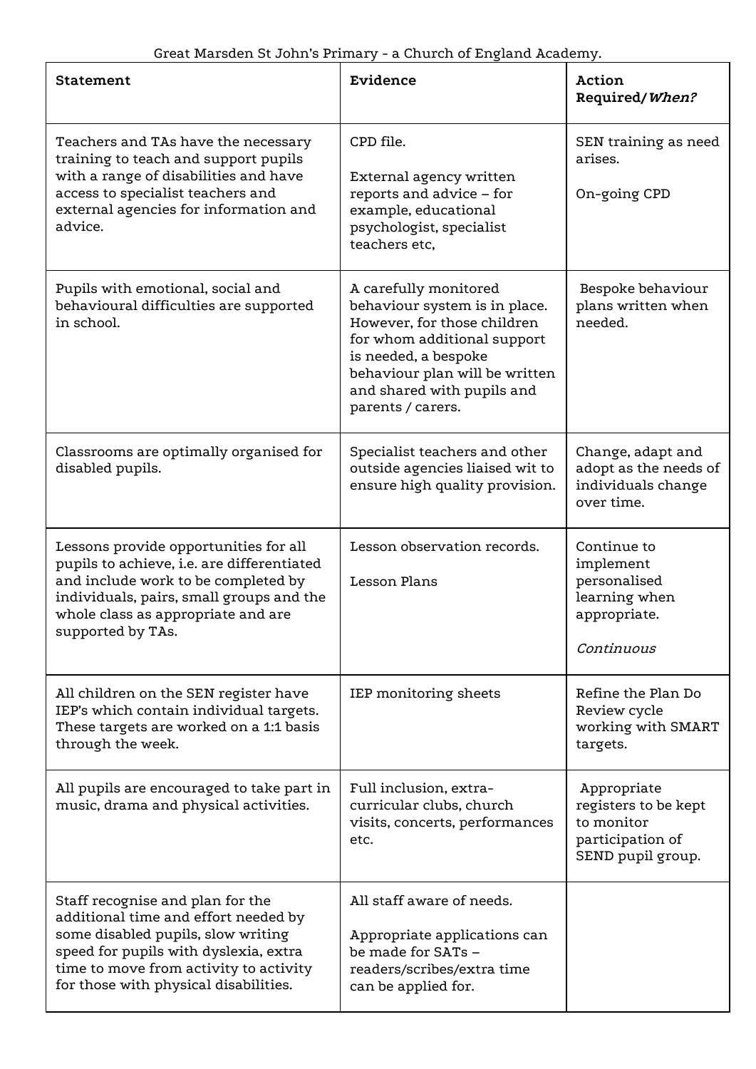Great Marsden St John's Primary - a Church of England Academy.

| **Statement** | **Evidence** | **Action Required/*When?*** |
|---|---|---|
| Teachers and TAs have the necessary training to teach and support pupils with a range of disabilities and have access to specialist teachers and external agencies for information and advice. | CPD file.<br><br>External agency written reports and advice – for example, educational psychologist, specialist teachers etc, | SEN training as need arises.<br><br>On-going CPD |
| Pupils with emotional, social and behavioural difficulties are supported in school. | A carefully monitored behaviour system is in place. However, for those children for whom additional support is needed, a bespoke behaviour plan will be written and shared with pupils and parents / carers. | Bespoke behaviour plans written when needed. |
| Classrooms are optimally organised for disabled pupils. | Specialist teachers and other outside agencies liaised wit to ensure high quality provision. | Change, adapt and adopt as the needs of individuals change over time. |
| Lessons provide opportunities for all pupils to achieve, i.e. are differentiated and include work to be completed by individuals, pairs, small groups and the whole class as appropriate and are supported by TAs. | Lesson observation records.<br><br>Lesson Plans | Continue to implement personalised learning when appropriate.<br><br>*Continuous* |
| All children on the SEN register have IEP's which contain individual targets. These targets are worked on a 1:1 basis through the week. | IEP monitoring sheets | Refine the Plan Do Review cycle working with SMART targets. |
| All pupils are encouraged to take part in music, drama and physical activities. | Full inclusion, extra-curricular clubs, church visits, concerts, performances etc. | Appropriate registers to be kept to monitor participation of SEND pupil group. |
| Staff recognise and plan for the additional time and effort needed by some disabled pupils, slow writing speed for pupils with dyslexia, extra time to move from activity to activity for those with physical disabilities. | All staff aware of needs.<br><br>Appropriate applications can be made for SATs – readers/scribes/extra time can be applied for. | |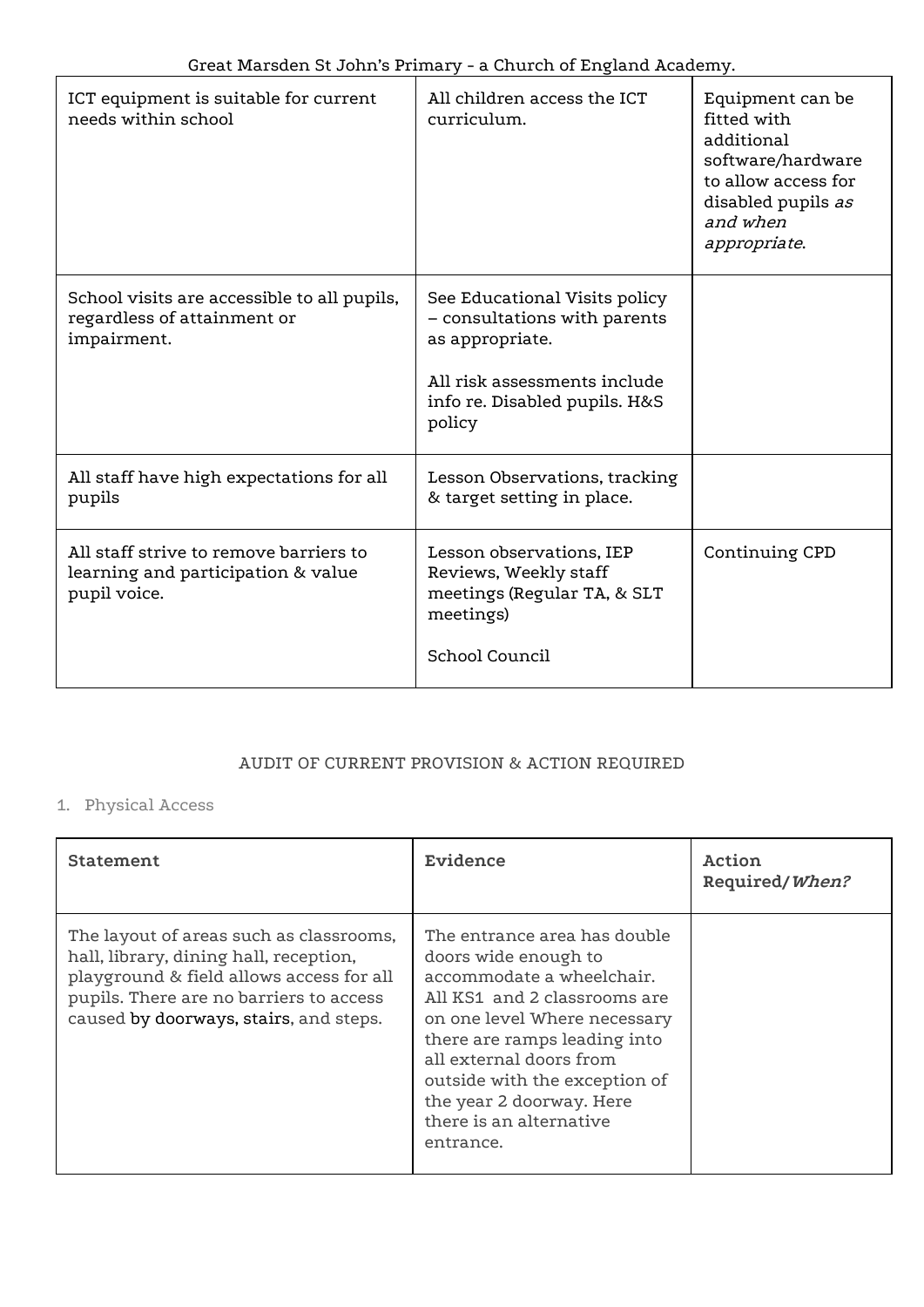| | | |
|---|---|---|
| ICT equipment is suitable for current needs within school | All children access the ICT curriculum. | Equipment can be fitted with additional software/hardware to allow access for disabled pupils *as and when appropriate*. |
| School visits are accessible to all pupils, regardless of attainment or impairment. | See Educational Visits policy – consultations with parents as appropriate.<br><br>All risk assessments include info re. Disabled pupils. H&S policy | |
| All staff have high expectations for all pupils | Lesson Observations, tracking & target setting in place. | |
| All staff strive to remove barriers to learning and participation & value pupil voice. | Lesson observations, IEP Reviews, Weekly staff meetings (Regular TA, & SLT meetings)<br><br>School Council | Continuing CPD |

AUDIT OF CURRENT PROVISION & ACTION REQUIRED

1. Physical Access

| **Statement** | **Evidence** | **Action Required/*When?*** |
|---|---|---|
| The layout of areas such as classrooms, hall, library, dining hall, reception, playground & field allows access for all pupils. There are no barriers to access caused by doorways, stairs, and steps. | The entrance area has double doors wide enough to accommodate a wheelchair. All KS1 and 2 classrooms are on one level Where necessary there are ramps leading into all external doors from outside with the exception of the year 2 doorway. Here there is an alternative entrance. | |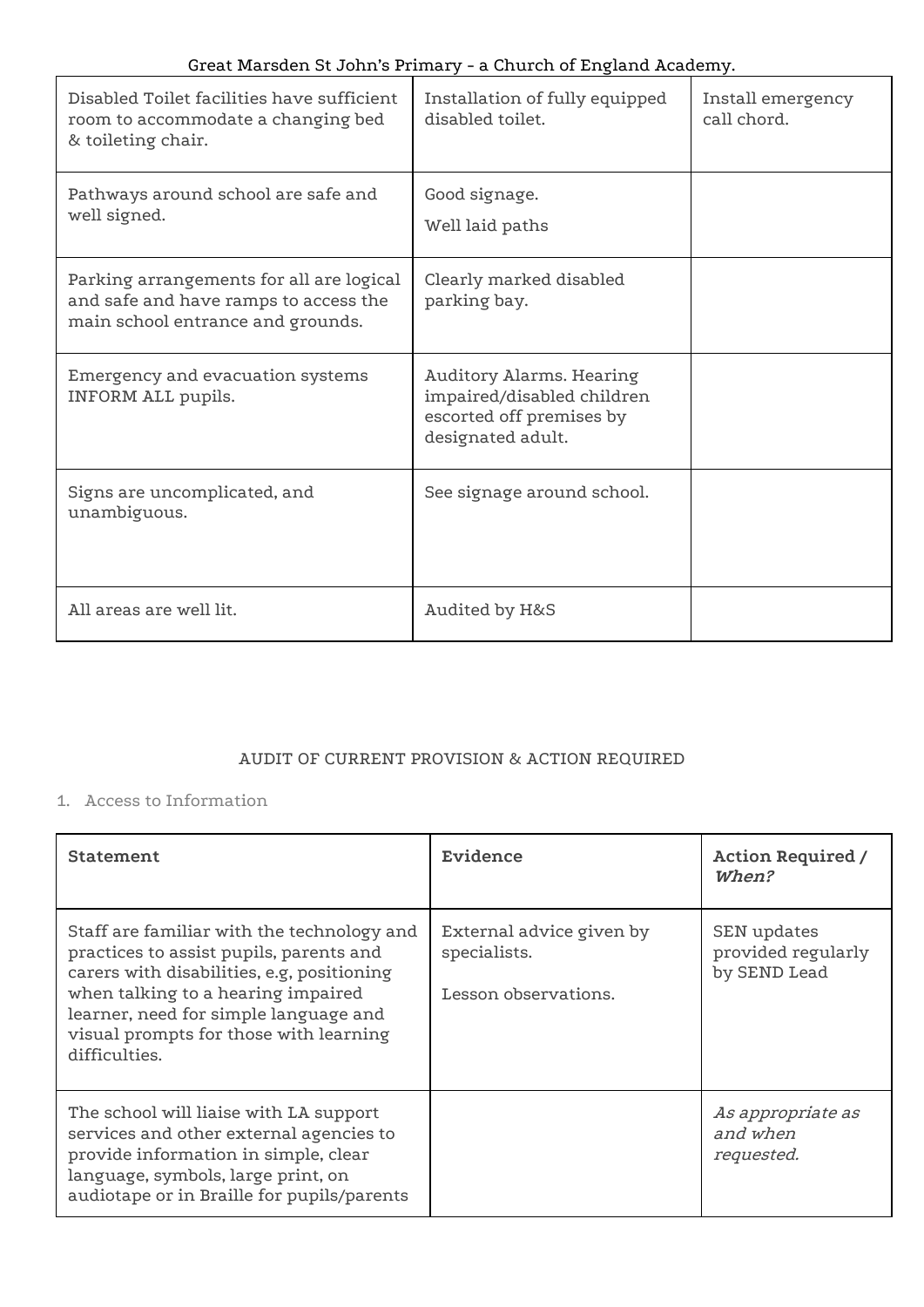| | | |
|---|---|---|
| Disabled Toilet facilities have sufficient room to accommodate a changing bed & toileting chair. | Installation of fully equipped disabled toilet. | Install emergency call chord. |
| Pathways around school are safe and well signed. | Good signage.<br>Well laid paths | |
| Parking arrangements for all are logical and safe and have ramps to access the main school entrance and grounds. | Clearly marked disabled parking bay. | |
| Emergency and evacuation systems INFORM ALL pupils. | Auditory Alarms. Hearing impaired/disabled children escorted off premises by designated adult. | |
| Signs are uncomplicated, and unambiguous. | See signage around school. | |
| All areas are well lit. | Audited by H&S | |

AUDIT OF CURRENT PROVISION & ACTION REQUIRED

1. Access to Information

| Statement | Evidence | Action Required / ***When?*** |
|---|---|---|
| Staff are familiar with the technology and practices to assist pupils, parents and carers with disabilities, e.g, positioning when talking to a hearing impaired learner, need for simple language and visual prompts for those with learning difficulties. | External advice given by specialists.<br>Lesson observations. | SEN updates provided regularly by SEND Lead |
| The school will liaise with LA support services and other external agencies to provide information in simple, clear language, symbols, large print, on audiotape or in Braille for pupils/parents | | *As appropriate as and when requested.* |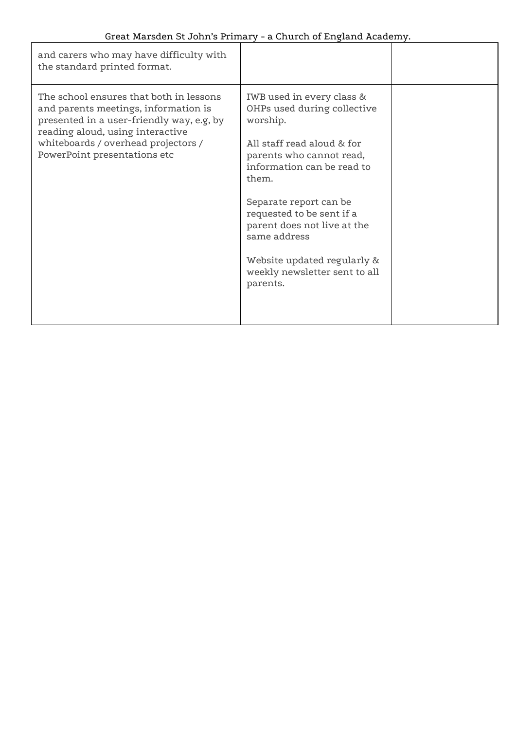| | | |
|---|---|---|
| and carers who may have difficulty with the standard printed format. | | |
| The school ensures that both in lessons and parents meetings, information is presented in a user-friendly way, e.g, by reading aloud, using interactive whiteboards / overhead projectors / PowerPoint presentations etc | IWB used in every class & OHPs used during collective worship.<br><br>All staff read aloud & for parents who cannot read, information can be read to them.<br><br>Separate report can be requested to be sent if a parent does not live at the same address<br><br>Website updated regularly & weekly newsletter sent to all parents. | |